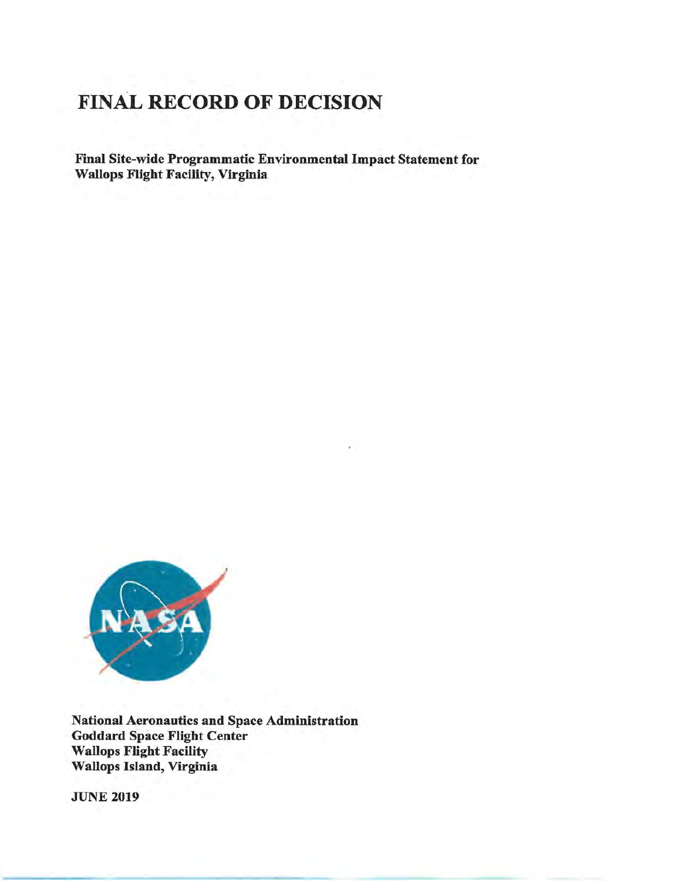# FINAL RECORD OF DECISION

**Final Site-wide Programmatic Environmental Impact Statement for Wallops Flight Facility, Virginia**

**National Aeronautics and Space Administration**
**Goddard Space Flight Center**
**Wallops Flight Facility**
**Wallops Island, Virginia**

**JUNE 2019**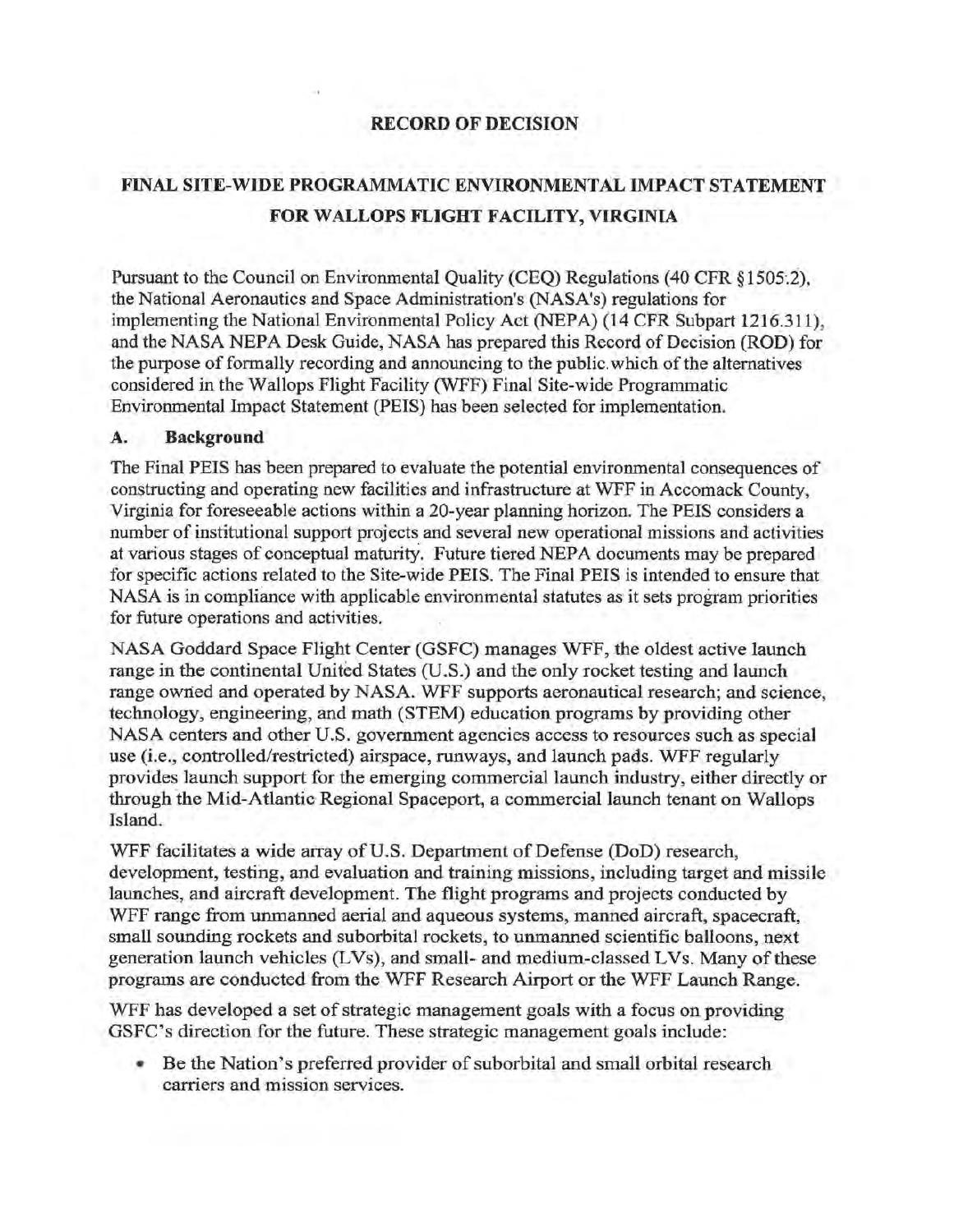## RECORD OF DECISION

## FINAL SITE-WIDE PROGRAMMATIC ENVIRONMENTAL IMPACT STATEMENT FOR WALLOPS FLIGHT FACILITY, VIRGINIA

Pursuant to the Council on Environmental Quality (CEQ) Regulations (40 CFR §1505.2), the National Aeronautics and Space Administration's (NASA's) regulations for implementing the National Environmental Policy Act (NEPA) (14 CFR Subpart 1216.311), and the NASA NEPA Desk Guide, NASA has prepared this Record of Decision (ROD) for the purpose of formally recording and announcing to the public which of the alternatives considered in the Wallops Flight Facility (WFF) Final Site-wide Programmatic Environmental Impact Statement (PEIS) has been selected for implementation.

### A. Background

The Final PEIS has been prepared to evaluate the potential environmental consequences of constructing and operating new facilities and infrastructure at WFF in Accomack County, Virginia for foreseeable actions within a 20-year planning horizon. The PEIS considers a number of institutional support projects and several new operational missions and activities at various stages of conceptual maturity. Future tiered NEPA documents may be prepared for specific actions related to the Site-wide PEIS. The Final PEIS is intended to ensure that NASA is in compliance with applicable environmental statutes as it sets program priorities for future operations and activities.

NASA Goddard Space Flight Center (GSFC) manages WFF, the oldest active launch range in the continental United States (U.S.) and the only rocket testing and launch range owned and operated by NASA. WFF supports aeronautical research; and science, technology, engineering, and math (STEM) education programs by providing other NASA centers and other U.S. government agencies access to resources such as special use (i.e., controlled/restricted) airspace, runways, and launch pads. WFF regularly provides launch support for the emerging commercial launch industry, either directly or through the Mid-Atlantic Regional Spaceport, a commercial launch tenant on Wallops Island.

WFF facilitates a wide array of U.S. Department of Defense (DoD) research, development, testing, and evaluation and training missions, including target and missile launches, and aircraft development. The flight programs and projects conducted by WFF range from unmanned aerial and aqueous systems, manned aircraft, spacecraft, small sounding rockets and suborbital rockets, to unmanned scientific balloons, next generation launch vehicles (LVs), and small- and medium-classed LVs. Many of these programs are conducted from the WFF Research Airport or the WFF Launch Range.

WFF has developed a set of strategic management goals with a focus on providing GSFC's direction for the future. These strategic management goals include:

- Be the Nation's preferred provider of suborbital and small orbital research carriers and mission services.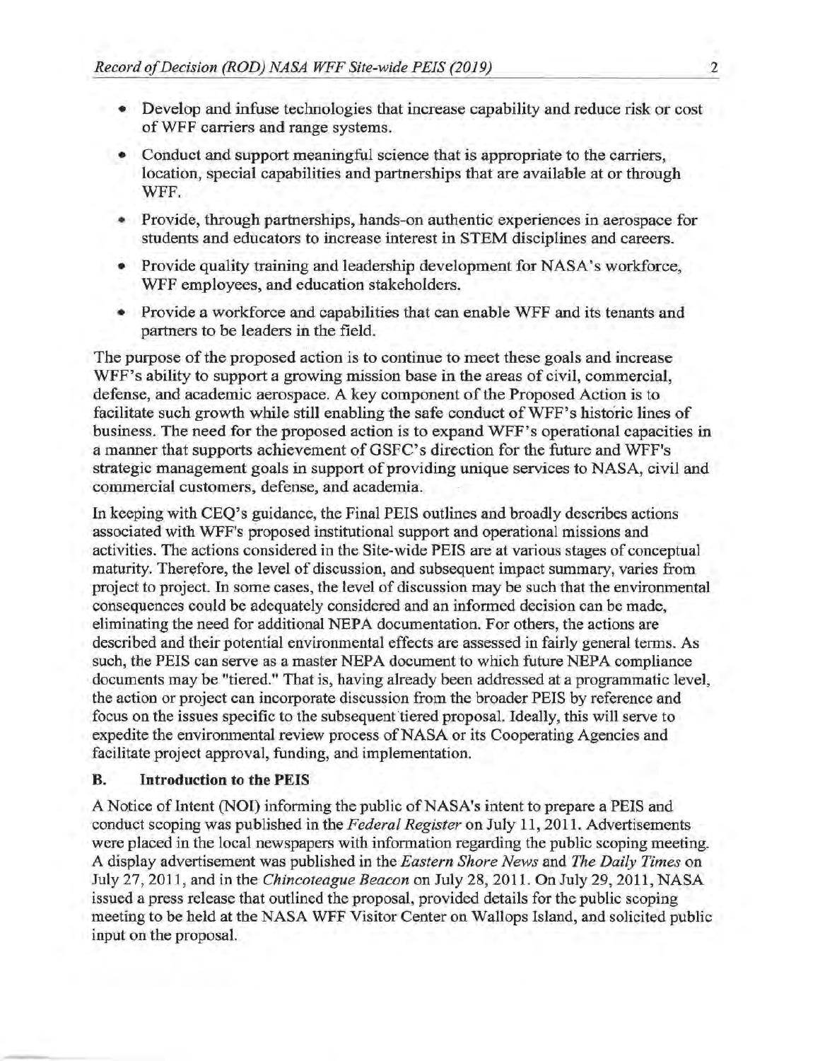- Develop and infuse technologies that increase capability and reduce risk or cost of WFF carriers and range systems.
- Conduct and support meaningful science that is appropriate to the carriers, location, special capabilities and partnerships that are available at or through WFF.
- Provide, through partnerships, hands-on authentic experiences in aerospace for students and educators to increase interest in STEM disciplines and careers.
- Provide quality training and leadership development for NASA's workforce, WFF employees, and education stakeholders.
- Provide a workforce and capabilities that can enable WFF and its tenants and partners to be leaders in the field.

The purpose of the proposed action is to continue to meet these goals and increase WFF's ability to support a growing mission base in the areas of civil, commercial, defense, and academic aerospace. A key component of the Proposed Action is to facilitate such growth while still enabling the safe conduct of WFF's historic lines of business. The need for the proposed action is to expand WFF's operational capacities in a manner that supports achievement of GSFC's direction for the future and WFF's strategic management goals in support of providing unique services to NASA, civil and commercial customers, defense, and academia.

In keeping with CEQ's guidance, the Final PEIS outlines and broadly describes actions associated with WFF's proposed institutional support and operational missions and activities. The actions considered in the Site-wide PEIS are at various stages of conceptual maturity. Therefore, the level of discussion, and subsequent impact summary, varies from project to project. In some cases, the level of discussion may be such that the environmental consequences could be adequately considered and an informed decision can be made, eliminating the need for additional NEPA documentation. For others, the actions are described and their potential environmental effects are assessed in fairly general terms. As such, the PEIS can serve as a master NEPA document to which future NEPA compliance documents may be "tiered." That is, having already been addressed at a programmatic level, the action or project can incorporate discussion from the broader PEIS by reference and focus on the issues specific to the subsequent tiered proposal. Ideally, this will serve to expedite the environmental review process of NASA or its Cooperating Agencies and facilitate project approval, funding, and implementation.

**B. Introduction to the PEIS**

A Notice of Intent (NOI) informing the public of NASA's intent to prepare a PEIS and conduct scoping was published in the *Federal Register* on July 11, 2011. Advertisements were placed in the local newspapers with information regarding the public scoping meeting. A display advertisement was published in the *Eastern Shore News* and *The Daily Times* on July 27, 2011, and in the *Chincoteague Beacon* on July 28, 2011. On July 29, 2011, NASA issued a press release that outlined the proposal, provided details for the public scoping meeting to be held at the NASA WFF Visitor Center on Wallops Island, and solicited public input on the proposal.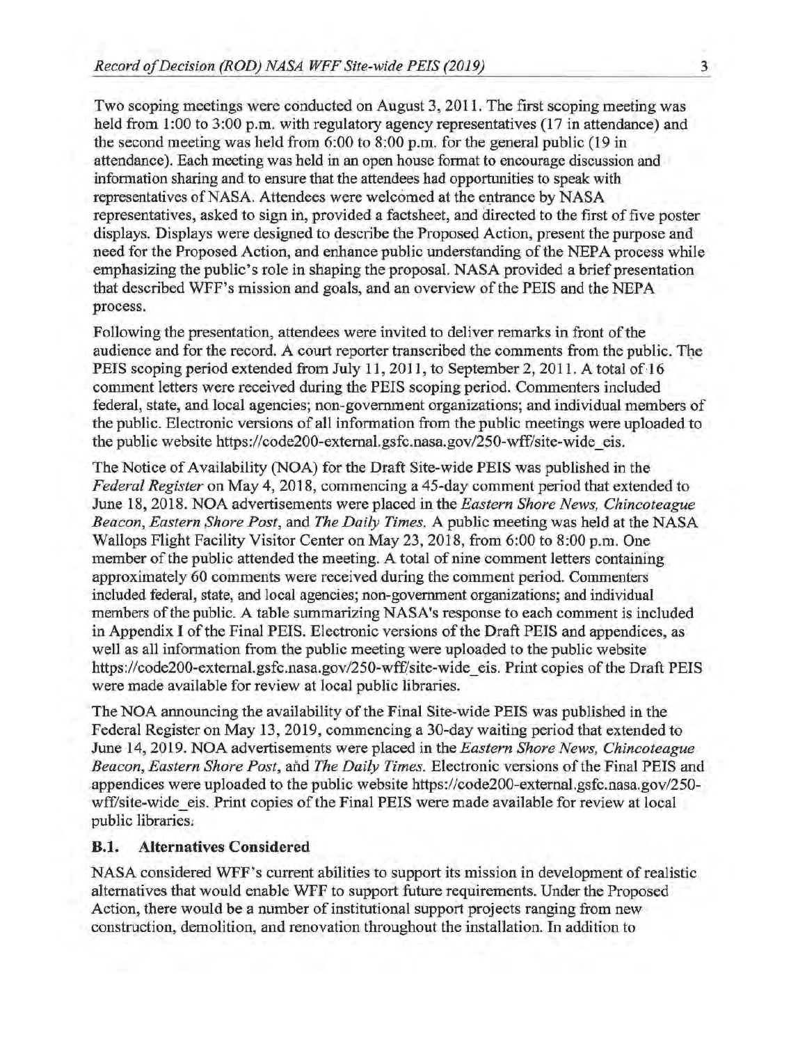Two scoping meetings were conducted on August 3, 2011. The first scoping meeting was held from 1:00 to 3:00 p.m. with regulatory agency representatives (17 in attendance) and the second meeting was held from 6:00 to 8:00 p.m. for the general public (19 in attendance). Each meeting was held in an open house format to encourage discussion and information sharing and to ensure that the attendees had opportunities to speak with representatives of NASA. Attendees were welcomed at the entrance by NASA representatives, asked to sign in, provided a factsheet, and directed to the first of five poster displays. Displays were designed to describe the Proposed Action, present the purpose and need for the Proposed Action, and enhance public understanding of the NEPA process while emphasizing the public's role in shaping the proposal. NASA provided a brief presentation that described WFF's mission and goals, and an overview of the PEIS and the NEPA process.

Following the presentation, attendees were invited to deliver remarks in front of the audience and for the record. A court reporter transcribed the comments from the public. The PEIS scoping period extended from July 11, 2011, to September 2, 2011. A total of 16 comment letters were received during the PEIS scoping period. Commenters included federal, state, and local agencies; non-government organizations; and individual members of the public. Electronic versions of all information from the public meetings were uploaded to the public website https://code200-external.gsfc.nasa.gov/250-wff/site-wide_eis.

The Notice of Availability (NOA) for the Draft Site-wide PEIS was published in the *Federal Register* on May 4, 2018, commencing a 45-day comment period that extended to June 18, 2018. NOA advertisements were placed in the *Eastern Shore News, Chincoteague Beacon, Eastern Shore Post*, and *The Daily Times*. A public meeting was held at the NASA Wallops Flight Facility Visitor Center on May 23, 2018, from 6:00 to 8:00 p.m. One member of the public attended the meeting. A total of nine comment letters containing approximately 60 comments were received during the comment period. Commenters included federal, state, and local agencies; non-government organizations; and individual members of the public. A table summarizing NASA's response to each comment is included in Appendix I of the Final PEIS. Electronic versions of the Draft PEIS and appendices, as well as all information from the public meeting were uploaded to the public website https://code200-external.gsfc.nasa.gov/250-wff/site-wide_eis. Print copies of the Draft PEIS were made available for review at local public libraries.

The NOA announcing the availability of the Final Site-wide PEIS was published in the Federal Register on May 13, 2019, commencing a 30-day waiting period that extended to June 14, 2019. NOA advertisements were placed in the *Eastern Shore News, Chincoteague Beacon, Eastern Shore Post*, and *The Daily Times*. Electronic versions of the Final PEIS and appendices were uploaded to the public website https://code200-external.gsfc.nasa.gov/250-wff/site-wide_eis. Print copies of the Final PEIS were made available for review at local public libraries.

### B.1. Alternatives Considered

NASA considered WFF's current abilities to support its mission in development of realistic alternatives that would enable WFF to support future requirements. Under the Proposed Action, there would be a number of institutional support projects ranging from new construction, demolition, and renovation throughout the installation. In addition to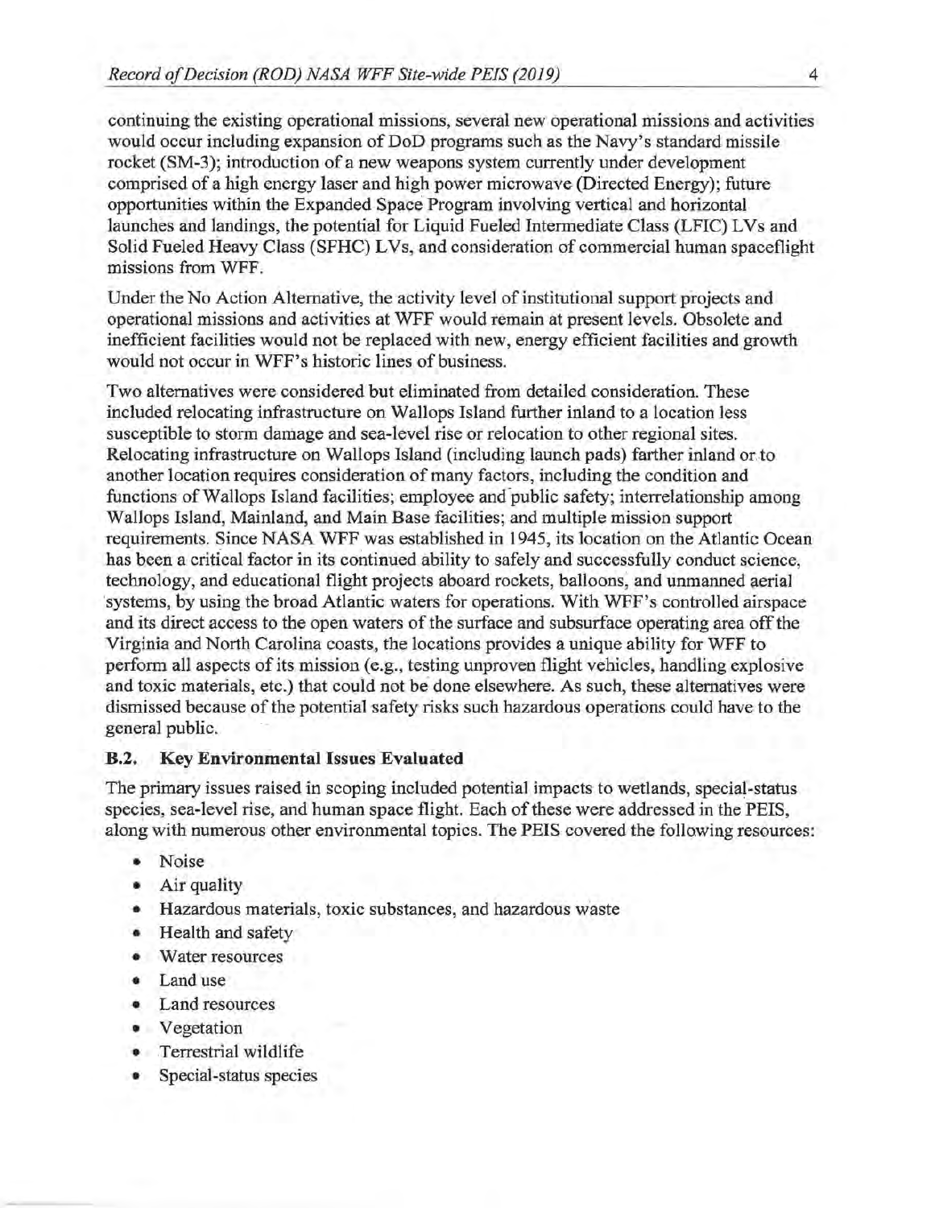continuing the existing operational missions, several new operational missions and activities would occur including expansion of DoD programs such as the Navy's standard missile rocket (SM-3); introduction of a new weapons system currently under development comprised of a high energy laser and high power microwave (Directed Energy); future opportunities within the Expanded Space Program involving vertical and horizontal launches and landings, the potential for Liquid Fueled Intermediate Class (LFIC) LVs and Solid Fueled Heavy Class (SFHC) LVs, and consideration of commercial human spaceflight missions from WFF.

Under the No Action Alternative, the activity level of institutional support projects and operational missions and activities at WFF would remain at present levels. Obsolete and inefficient facilities would not be replaced with new, energy efficient facilities and growth would not occur in WFF's historic lines of business.

Two alternatives were considered but eliminated from detailed consideration. These included relocating infrastructure on Wallops Island further inland to a location less susceptible to storm damage and sea-level rise or relocation to other regional sites. Relocating infrastructure on Wallops Island (including launch pads) farther inland or to another location requires consideration of many factors, including the condition and functions of Wallops Island facilities; employee and public safety; interrelationship among Wallops Island, Mainland, and Main Base facilities; and multiple mission support requirements. Since NASA WFF was established in 1945, its location on the Atlantic Ocean has been a critical factor in its continued ability to safely and successfully conduct science, technology, and educational flight projects aboard rockets, balloons, and unmanned aerial systems, by using the broad Atlantic waters for operations. With WFF's controlled airspace and its direct access to the open waters of the surface and subsurface operating area off the Virginia and North Carolina coasts, the locations provides a unique ability for WFF to perform all aspects of its mission (e.g., testing unproven flight vehicles, handling explosive and toxic materials, etc.) that could not be done elsewhere. As such, these alternatives were dismissed because of the potential safety risks such hazardous operations could have to the general public.

### B.2. Key Environmental Issues Evaluated

The primary issues raised in scoping included potential impacts to wetlands, special-status species, sea-level rise, and human space flight. Each of these were addressed in the PEIS, along with numerous other environmental topics. The PEIS covered the following resources:

- Noise
- Air quality
- Hazardous materials, toxic substances, and hazardous waste
- Health and safety
- Water resources
- Land use
- Land resources
- Vegetation
- Terrestrial wildlife
- Special-status species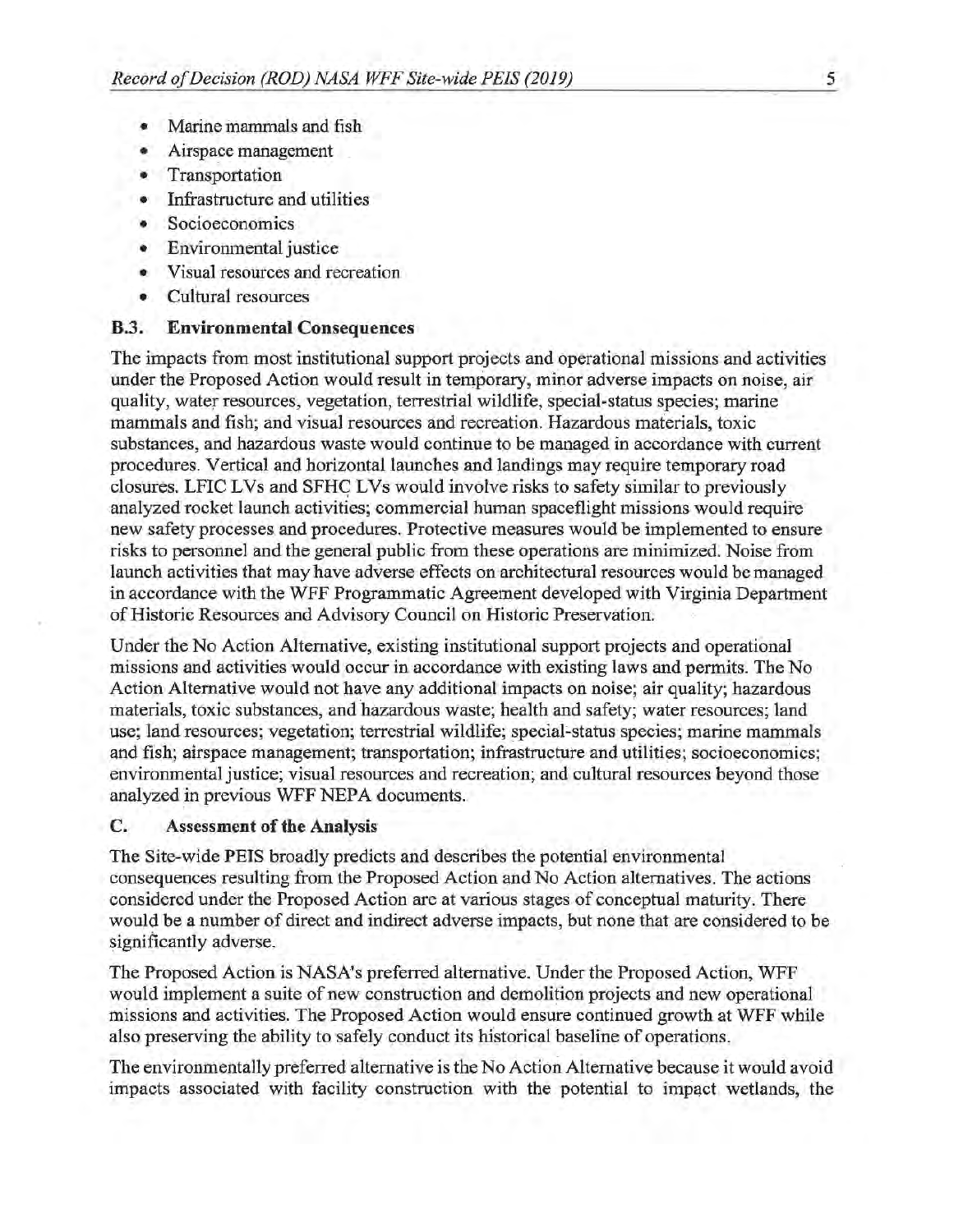- Marine mammals and fish
- Airspace management
- Transportation
- Infrastructure and utilities
- Socioeconomics
- Environmental justice
- Visual resources and recreation
- Cultural resources

### B.3. Environmental Consequences

The impacts from most institutional support projects and operational missions and activities under the Proposed Action would result in temporary, minor adverse impacts on noise, air quality, water resources, vegetation, terrestrial wildlife, special-status species; marine mammals and fish; and visual resources and recreation. Hazardous materials, toxic substances, and hazardous waste would continue to be managed in accordance with current procedures. Vertical and horizontal launches and landings may require temporary road closures. LFIC LVs and SFHC LVs would involve risks to safety similar to previously analyzed rocket launch activities; commercial human spaceflight missions would require new safety processes and procedures. Protective measures would be implemented to ensure risks to personnel and the general public from these operations are minimized. Noise from launch activities that may have adverse effects on architectural resources would be managed in accordance with the WFF Programmatic Agreement developed with Virginia Department of Historic Resources and Advisory Council on Historic Preservation.

Under the No Action Alternative, existing institutional support projects and operational missions and activities would occur in accordance with existing laws and permits. The No Action Alternative would not have any additional impacts on noise; air quality; hazardous materials, toxic substances, and hazardous waste; health and safety; water resources; land use; land resources; vegetation; terrestrial wildlife; special-status species; marine mammals and fish; airspace management; transportation; infrastructure and utilities; socioeconomics; environmental justice; visual resources and recreation; and cultural resources beyond those analyzed in previous WFF NEPA documents.

## C. Assessment of the Analysis

The Site-wide PEIS broadly predicts and describes the potential environmental consequences resulting from the Proposed Action and No Action alternatives. The actions considered under the Proposed Action are at various stages of conceptual maturity. There would be a number of direct and indirect adverse impacts, but none that are considered to be significantly adverse.

The Proposed Action is NASA's preferred alternative. Under the Proposed Action, WFF would implement a suite of new construction and demolition projects and new operational missions and activities. The Proposed Action would ensure continued growth at WFF while also preserving the ability to safely conduct its historical baseline of operations.

The environmentally preferred alternative is the No Action Alternative because it would avoid impacts associated with facility construction with the potential to impact wetlands, the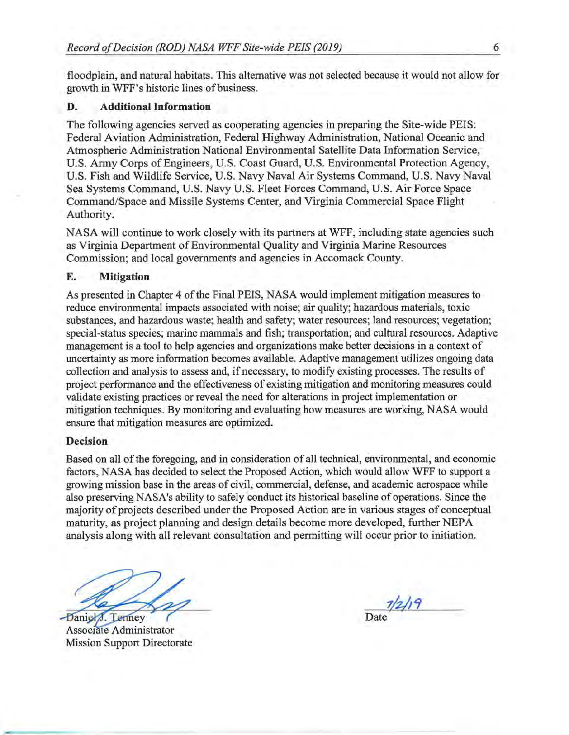floodplain, and natural habitats. This alternative was not selected because it would not allow for growth in WFF's historic lines of business.

### D. Additional Information

The following agencies served as cooperating agencies in preparing the Site-wide PEIS: Federal Aviation Administration, Federal Highway Administration, National Oceanic and Atmospheric Administration National Environmental Satellite Data Information Service, U.S. Army Corps of Engineers, U.S. Coast Guard, U.S. Environmental Protection Agency, U.S. Fish and Wildlife Service, U.S. Navy Naval Air Systems Command, U.S. Navy Naval Sea Systems Command, U.S. Navy U.S. Fleet Forces Command, U.S. Air Force Space Command/Space and Missile Systems Center, and Virginia Commercial Space Flight Authority.

NASA will continue to work closely with its partners at WFF, including state agencies such as Virginia Department of Environmental Quality and Virginia Marine Resources Commission; and local governments and agencies in Accomack County.

### E. Mitigation

As presented in Chapter 4 of the Final PEIS, NASA would implement mitigation measures to reduce environmental impacts associated with noise; air quality; hazardous materials, toxic substances, and hazardous waste; health and safety; water resources; land resources; vegetation; special-status species; marine mammals and fish; transportation; and cultural resources. Adaptive management is a tool to help agencies and organizations make better decisions in a context of uncertainty as more information becomes available. Adaptive management utilizes ongoing data collection and analysis to assess and, if necessary, to modify existing processes. The results of project performance and the effectiveness of existing mitigation and monitoring measures could validate existing practices or reveal the need for alterations in project implementation or mitigation techniques. By monitoring and evaluating how measures are working, NASA would ensure that mitigation measures are optimized.

### Decision

Based on all of the foregoing, and in consideration of all technical, environmental, and economic factors, NASA has decided to select the Proposed Action, which would allow WFF to support a growing mission base in the areas of civil, commercial, defense, and academic aerospace while also preserving NASA's ability to safely conduct its historical baseline of operations. Since the majority of projects described under the Proposed Action are in various stages of conceptual maturity, as project planning and design details become more developed, further NEPA analysis along with all relevant consultation and permitting will occur prior to initiation.

Daniel J. Tenney
Associate Administrator
Mission Support Directorate

7/2/19
Date